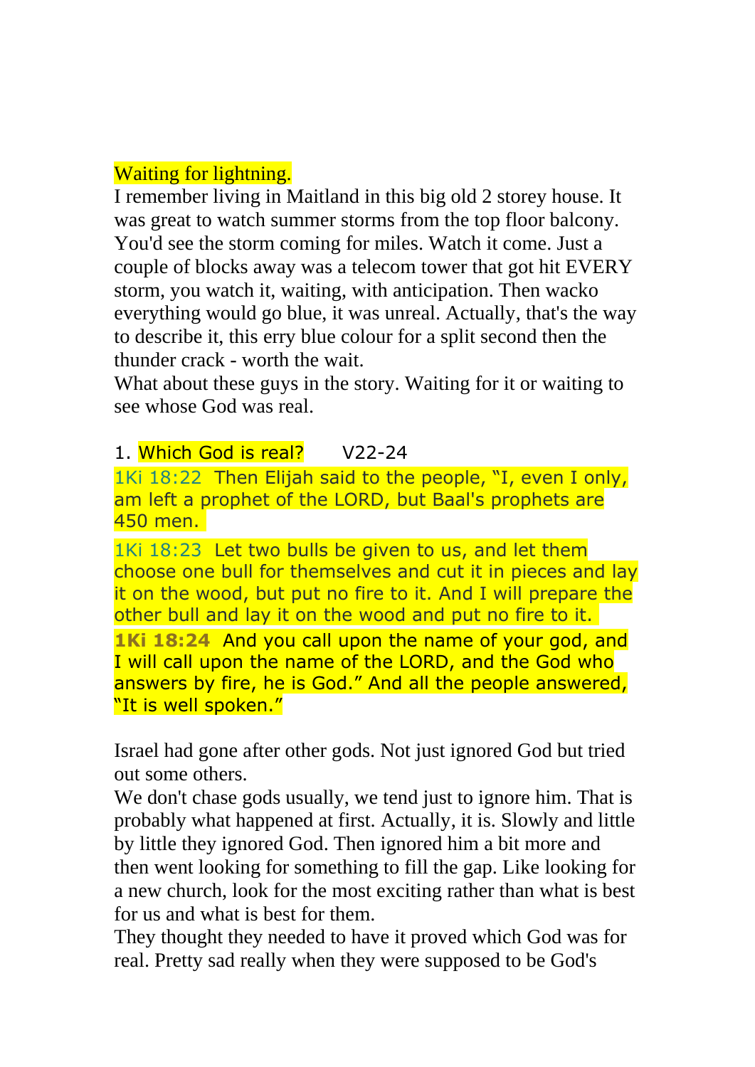## Waiting for lightning.

I remember living in Maitland in this big old 2 storey house. It was great to watch summer storms from the top floor balcony. You'd see the storm coming for miles. Watch it come. Just a couple of blocks away was a telecom tower that got hit EVERY storm, you watch it, waiting, with anticipation. Then wacko everything would go blue, it was unreal. Actually, that's the way to describe it, this erry blue colour for a split second then the thunder crack - worth the wait.

What about these guys in the story. Waiting for it or waiting to see whose God was real.

### 1. Which God is real? V22-24

1Ki 18:22 Then Elijah said to the people, "I, even I only, am left a prophet of the LORD, but Baal's prophets are 450 men.

1Ki 18:23 Let two bulls be given to us, and let them choose one bull for themselves and cut it in pieces and lay it on the wood, but put no fire to it. And I will prepare the other bull and lay it on the wood and put no fire to it.

**1Ki 18:24** And you call upon the name of your god, and I will call upon the name of the LORD, and the God who answers by fire, he is God." And all the people answered, "It is well spoken."

Israel had gone after other gods. Not just ignored God but tried out some others.

We don't chase gods usually, we tend just to ignore him. That is probably what happened at first. Actually, it is. Slowly and little by little they ignored God. Then ignored him a bit more and then went looking for something to fill the gap. Like looking for a new church, look for the most exciting rather than what is best for us and what is best for them.

They thought they needed to have it proved which God was for real. Pretty sad really when they were supposed to be God's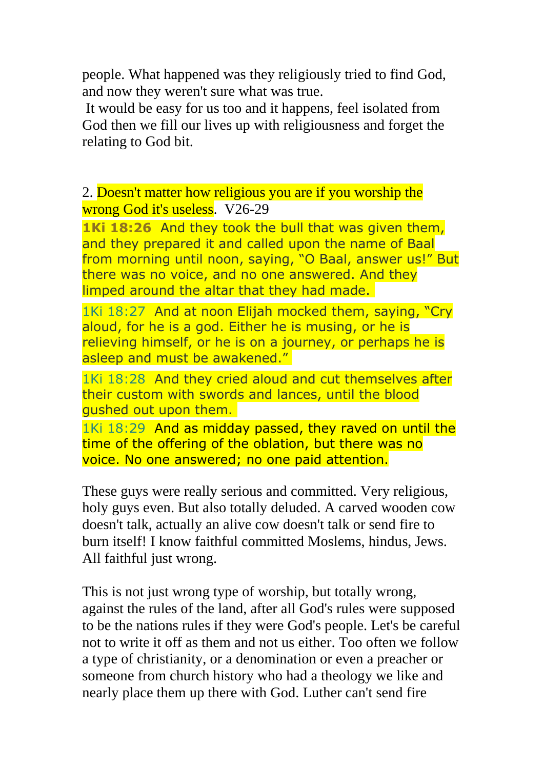people. What happened was they religiously tried to find God, and now they weren't sure what was true.

It would be easy for us too and it happens, feel isolated from God then we fill our lives up with religiousness and forget the relating to God bit.

2. Doesn't matter how religious you are if you worship the wrong God it's useless. V26-29

**1Ki 18:26** And they took the bull that was given them, and they prepared it and called upon the name of Baal from morning until noon, saying, “O Baal, answer us!” But there was no voice, and no one answered. And they limped around the altar that they had made.

1Ki 18:27 And at noon Elijah mocked them, saying, “Cry aloud, for he is a god. Either he is musing, or he is relieving himself, or he is on a journey, or perhaps he is asleep and must be awakened.”

1Ki 18:28 And they cried aloud and cut themselves after their custom with swords and lances, until the blood gushed out upon them.

1Ki 18:29 And as midday passed, they raved on until the time of the offering of the oblation, but there was no voice. No one answered; no one paid attention.

These guys were really serious and committed. Very religious, holy guys even. But also totally deluded. A carved wooden cow doesn't talk, actually an alive cow doesn't talk or send fire to burn itself! I know faithful committed Moslems, hindus, Jews. All faithful just wrong.

This is not just wrong type of worship, but totally wrong, against the rules of the land, after all God's rules were supposed to be the nations rules if they were God's people. Let's be careful not to write it off as them and not us either. Too often we follow a type of christianity, or a denomination or even a preacher or someone from church history who had a theology we like and nearly place them up there with God. Luther can't send fire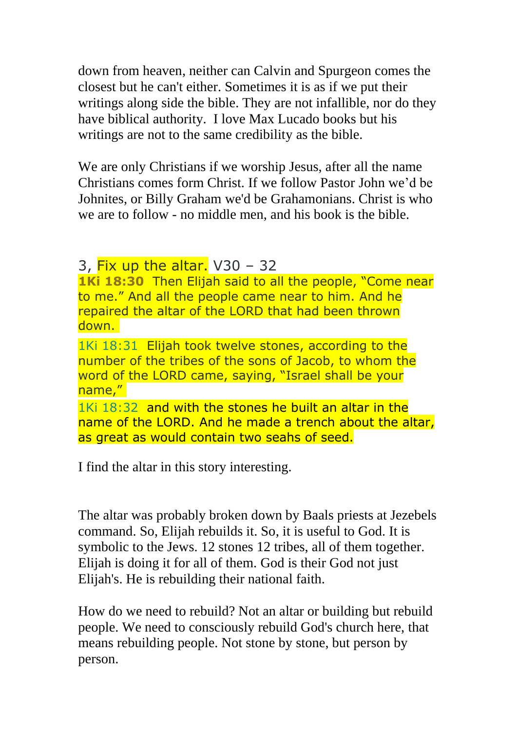down from heaven, neither can Calvin and Spurgeon comes the closest but he can't either. Sometimes it is as if we put their writings along side the bible. They are not infallible, nor do they have biblical authority. I love Max Lucado books but his writings are not to the same credibility as the bible.

We are only Christians if we worship Jesus, after all the name Christians comes form Christ. If we follow Pastor John we'd be Johnites, or Billy Graham we'd be Grahamonians. Christ is who we are to follow - no middle men, and his book is the bible.

### 3, Fix up the altar. V30 – 32

**1Ki 18:30** Then Elijah said to all the people, "Come near to me." And all the people came near to him. And he repaired the altar of the LORD that had been thrown down.

1Ki 18:31 Elijah took twelve stones, according to the number of the tribes of the sons of Jacob, to whom the word of the LORD came, saying, "Israel shall be your name,"

1Ki 18:32 and with the stones he built an altar in the name of the LORD. And he made a trench about the altar, as great as would contain two seahs of seed.

I find the altar in this story interesting.

The altar was probably broken down by Baals priests at Jezebels command. So, Elijah rebuilds it. So, it is useful to God. It is symbolic to the Jews. 12 stones 12 tribes, all of them together. Elijah is doing it for all of them. God is their God not just Elijah's. He is rebuilding their national faith.

How do we need to rebuild? Not an altar or building but rebuild people. We need to consciously rebuild God's church here, that means rebuilding people. Not stone by stone, but person by person.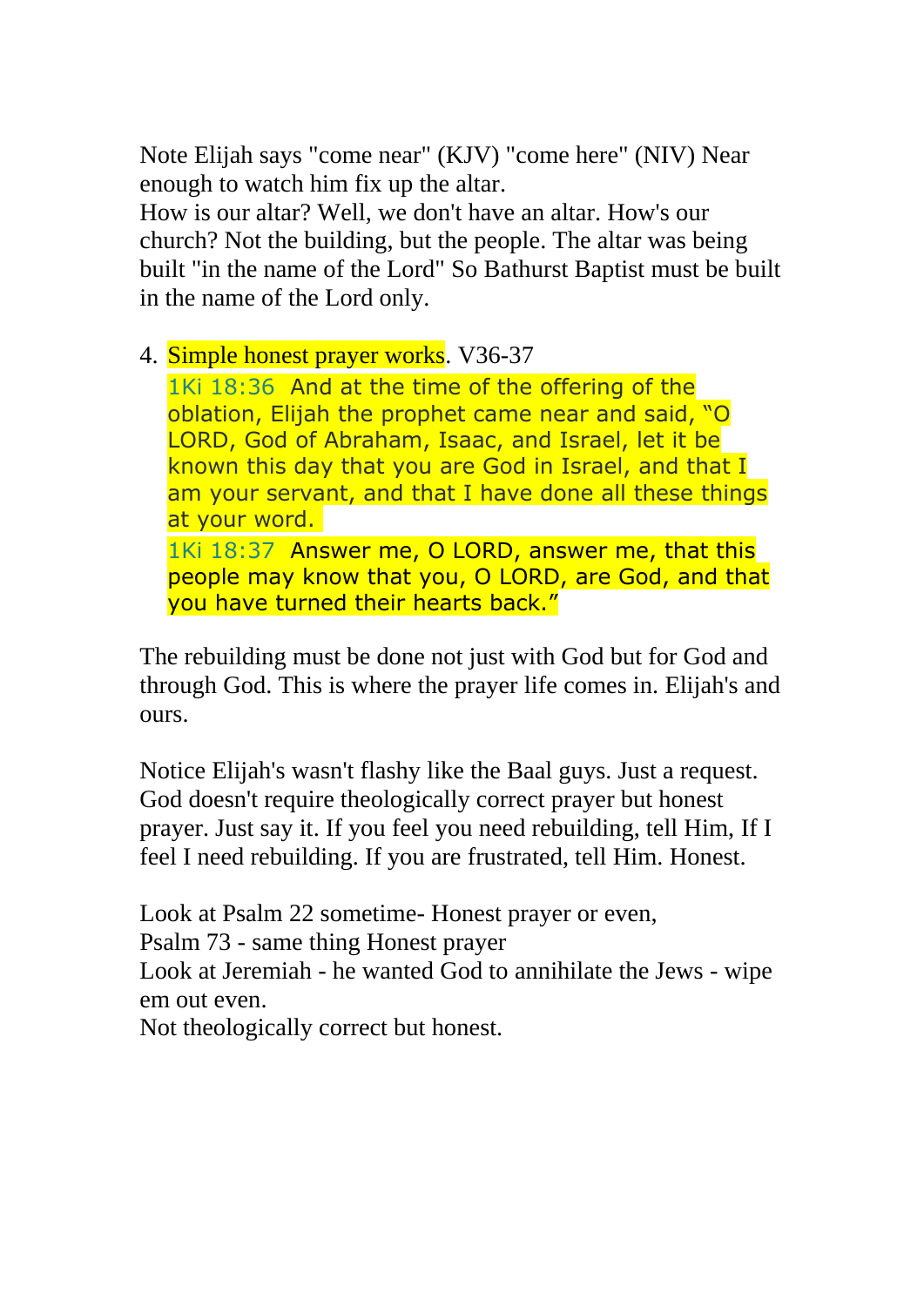Note Elijah says "come near" (KJV) "come here" (NIV) Near enough to watch him fix up the altar.
How is our altar? Well, we don't have an altar. How's our church? Not the building, but the people. The altar was being built "in the name of the Lord" So Bathurst Baptist must be built in the name of the Lord only.

4. Simple honest prayer works. V36-37

   1Ki 18:36 And at the time of the offering of the oblation, Elijah the prophet came near and said, "O LORD, God of Abraham, Isaac, and Israel, let it be known this day that you are God in Israel, and that I am your servant, and that I have done all these things at your word.

   1Ki 18:37 Answer me, O LORD, answer me, that this people may know that you, O LORD, are God, and that you have turned their hearts back."

The rebuilding must be done not just with God but for God and through God. This is where the prayer life comes in. Elijah's and ours.

Notice Elijah's wasn't flashy like the Baal guys. Just a request. God doesn't require theologically correct prayer but honest prayer. Just say it. If you feel you need rebuilding, tell Him, If I feel I need rebuilding. If you are frustrated, tell Him. Honest.

Look at Psalm 22 sometime- Honest prayer or even,
Psalm 73 - same thing Honest prayer
Look at Jeremiah - he wanted God to annihilate the Jews - wipe em out even.
Not theologically correct but honest.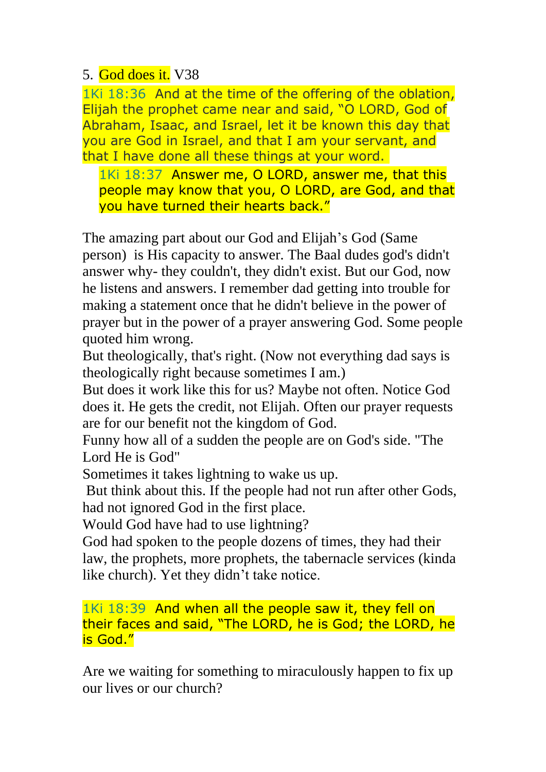5. God does it. V38

1Ki 18:36 And at the time of the offering of the oblation, Elijah the prophet came near and said, "O LORD, God of Abraham, Isaac, and Israel, let it be known this day that you are God in Israel, and that I am your servant, and that I have done all these things at your word.

> 1Ki 18:37 Answer me, O LORD, answer me, that this people may know that you, O LORD, are God, and that you have turned their hearts back."

The amazing part about our God and Elijah's God (Same person) is His capacity to answer. The Baal dudes god's didn't answer why- they couldn't, they didn't exist. But our God, now he listens and answers. I remember dad getting into trouble for making a statement once that he didn't believe in the power of prayer but in the power of a prayer answering God. Some people quoted him wrong.

But theologically, that's right. (Now not everything dad says is theologically right because sometimes I am.)

But does it work like this for us? Maybe not often. Notice God does it. He gets the credit, not Elijah. Often our prayer requests are for our benefit not the kingdom of God.

Funny how all of a sudden the people are on God's side. "The Lord He is God"

Sometimes it takes lightning to wake us up.

But think about this. If the people had not run after other Gods, had not ignored God in the first place.

Would God have had to use lightning?

God had spoken to the people dozens of times, they had their law, the prophets, more prophets, the tabernacle services (kinda like church). Yet they didn't take notice.

1Ki 18:39 And when all the people saw it, they fell on their faces and said, "The LORD, he is God; the LORD, he is God."

Are we waiting for something to miraculously happen to fix up our lives or our church?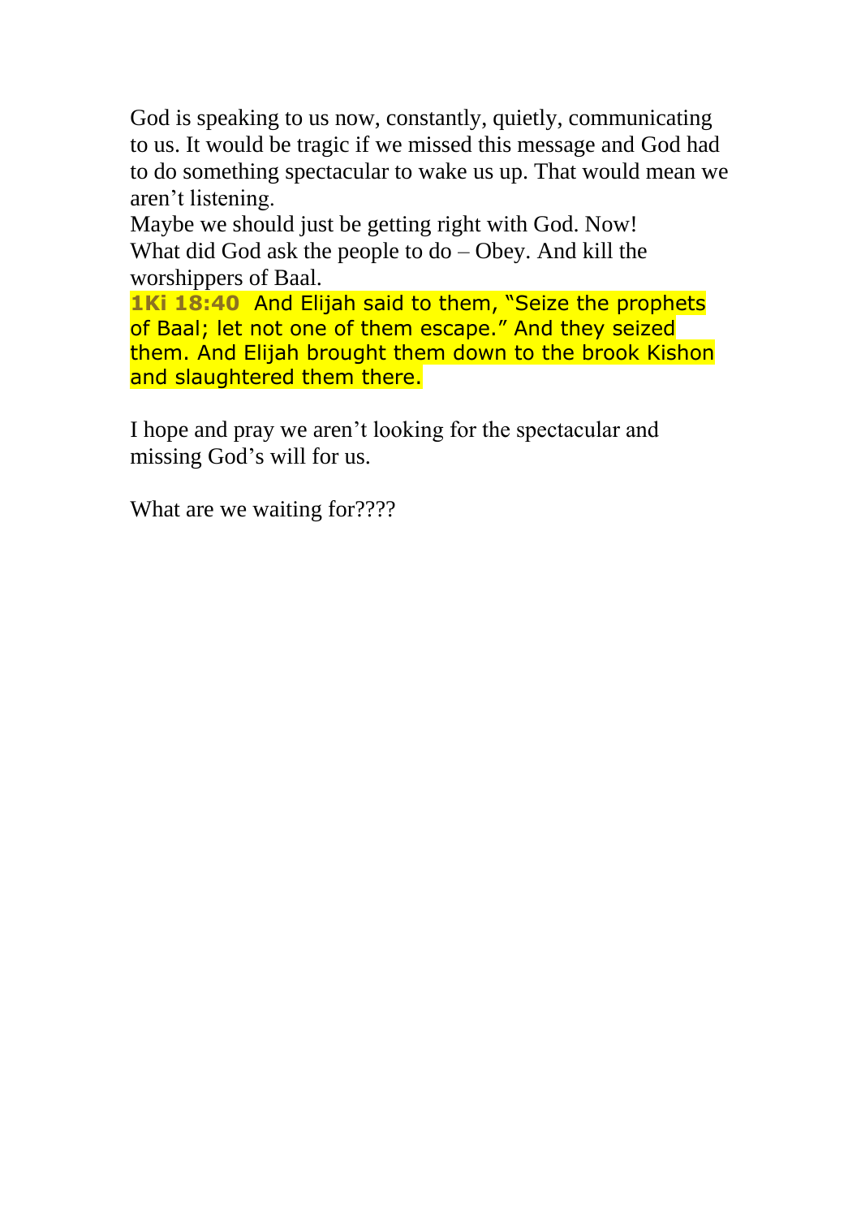God is speaking to us now, constantly, quietly, communicating to us. It would be tragic if we missed this message and God had to do something spectacular to wake us up. That would mean we aren't listening.

Maybe we should just be getting right with God. Now!

What did God ask the people to do – Obey. And kill the worshippers of Baal.

**1Ki 18:40** And Elijah said to them, "Seize the prophets of Baal; let not one of them escape." And they seized them. And Elijah brought them down to the brook Kishon and slaughtered them there.

I hope and pray we aren't looking for the spectacular and missing God's will for us.

What are we waiting for????